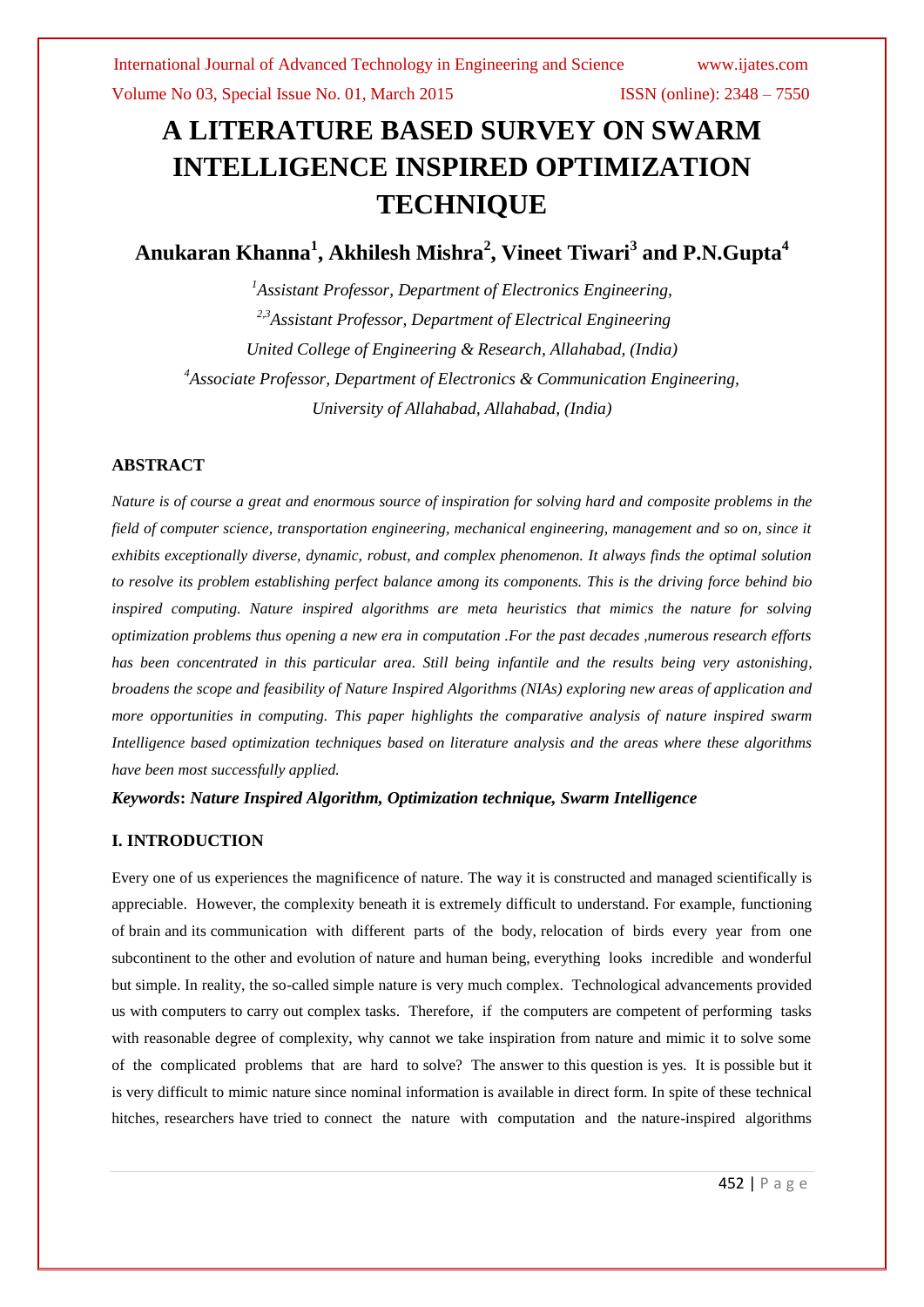# A LITERATURE BASED SURVEY ON SWARM INTELLIGENCE INSPIRED OPTIMIZATION TECHNIQUE

**Anukaran Khanna[1], Akhilesh Mishra[2], Vineet Tiwari[3] and P.N.Gupta[4]**

*[1]Assistant Professor, Department of Electronics Engineering,*
*[2,3]Assistant Professor, Department of Electrical Engineering*
*United College of Engineering & Research, Allahabad, (India)*
*[4]Associate Professor, Department of Electronics & Communication Engineering,*
*University of Allahabad, Allahabad, (India)*

## ABSTRACT

*Nature is of course a great and enormous source of inspiration for solving hard and composite problems in the field of computer science, transportation engineering, mechanical engineering, management and so on, since it exhibits exceptionally diverse, dynamic, robust, and complex phenomenon. It always finds the optimal solution to resolve its problem establishing perfect balance among its components. This is the driving force behind bio inspired computing. Nature inspired algorithms are meta heuristics that mimics the nature for solving optimization problems thus opening a new era in computation .For the past decades ,numerous research efforts has been concentrated in this particular area. Still being infantile and the results being very astonishing, broadens the scope and feasibility of Nature Inspired Algorithms (NIAs) exploring new areas of application and more opportunities in computing. This paper highlights the comparative analysis of nature inspired swarm Intelligence based optimization techniques based on literature analysis and the areas where these algorithms have been most successfully applied.*

***Keywords*: *Nature Inspired Algorithm, Optimization technique, Swarm Intelligence***

## I. INTRODUCTION

Every one of us experiences the magnificence of nature. The way it is constructed and managed scientifically is appreciable. However, the complexity beneath it is extremely difficult to understand. For example, functioning of brain and its communication with different parts of the body, relocation of birds every year from one subcontinent to the other and evolution of nature and human being, everything looks incredible and wonderful but simple. In reality, the so-called simple nature is very much complex. Technological advancements provided us with computers to carry out complex tasks. Therefore, if the computers are competent of performing tasks with reasonable degree of complexity, why cannot we take inspiration from nature and mimic it to solve some of the complicated problems that are hard to solve? The answer to this question is yes. It is possible but it is very difficult to mimic nature since nominal information is available in direct form. In spite of these technical hitches, researchers have tried to connect the nature with computation and the nature-inspired algorithms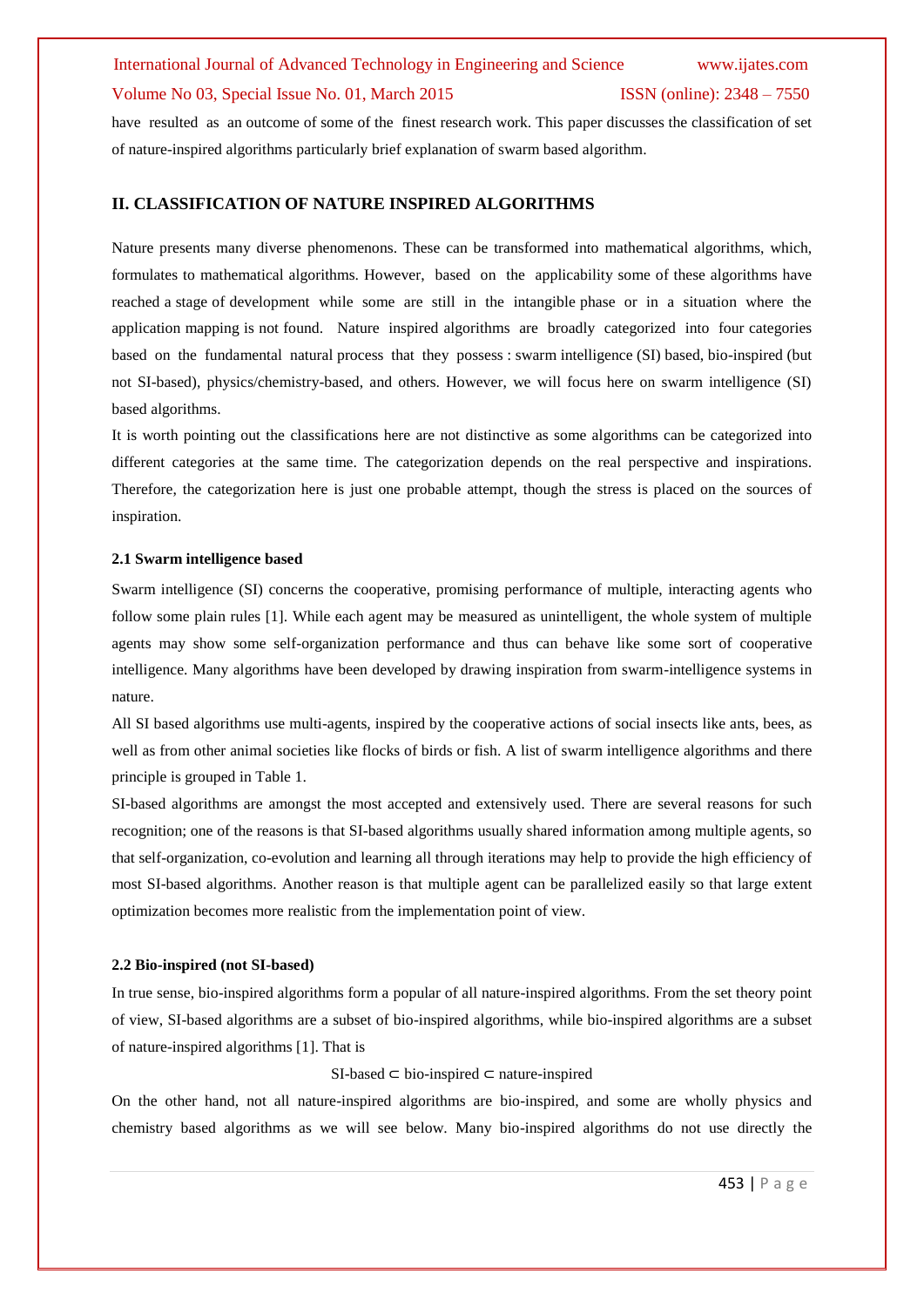have resulted as an outcome of some of the finest research work. This paper discusses the classification of set of nature-inspired algorithms particularly brief explanation of swarm based algorithm.

## II. CLASSIFICATION OF NATURE INSPIRED ALGORITHMS

Nature presents many diverse phenomenons. These can be transformed into mathematical algorithms, which, formulates to mathematical algorithms. However, based on the applicability some of these algorithms have reached a stage of development while some are still in the intangible phase or in a situation where the application mapping is not found. Nature inspired algorithms are broadly categorized into four categories based on the fundamental natural process that they possess : swarm intelligence (SI) based, bio-inspired (but not SI-based), physics/chemistry-based, and others. However, we will focus here on swarm intelligence (SI) based algorithms.

It is worth pointing out the classifications here are not distinctive as some algorithms can be categorized into different categories at the same time. The categorization depends on the real perspective and inspirations. Therefore, the categorization here is just one probable attempt, though the stress is placed on the sources of inspiration.

### 2.1 Swarm intelligence based

Swarm intelligence (SI) concerns the cooperative, promising performance of multiple, interacting agents who follow some plain rules [1]. While each agent may be measured as unintelligent, the whole system of multiple agents may show some self-organization performance and thus can behave like some sort of cooperative intelligence. Many algorithms have been developed by drawing inspiration from swarm-intelligence systems in nature.

All SI based algorithms use multi-agents, inspired by the cooperative actions of social insects like ants, bees, as well as from other animal societies like flocks of birds or fish. A list of swarm intelligence algorithms and there principle is grouped in Table 1.

SI-based algorithms are amongst the most accepted and extensively used. There are several reasons for such recognition; one of the reasons is that SI-based algorithms usually shared information among multiple agents, so that self-organization, co-evolution and learning all through iterations may help to provide the high efficiency of most SI-based algorithms. Another reason is that multiple agent can be parallelized easily so that large extent optimization becomes more realistic from the implementation point of view.

### 2.2 Bio-inspired (not SI-based)

In true sense, bio-inspired algorithms form a popular of all nature-inspired algorithms. From the set theory point of view, SI-based algorithms are a subset of bio-inspired algorithms, while bio-inspired algorithms are a subset of nature-inspired algorithms [1]. That is

$$\text{SI-based} \subset \text{bio-inspired} \subset \text{nature-inspired}$$

On the other hand, not all nature-inspired algorithms are bio-inspired, and some are wholly physics and chemistry based algorithms as we will see below. Many bio-inspired algorithms do not use directly the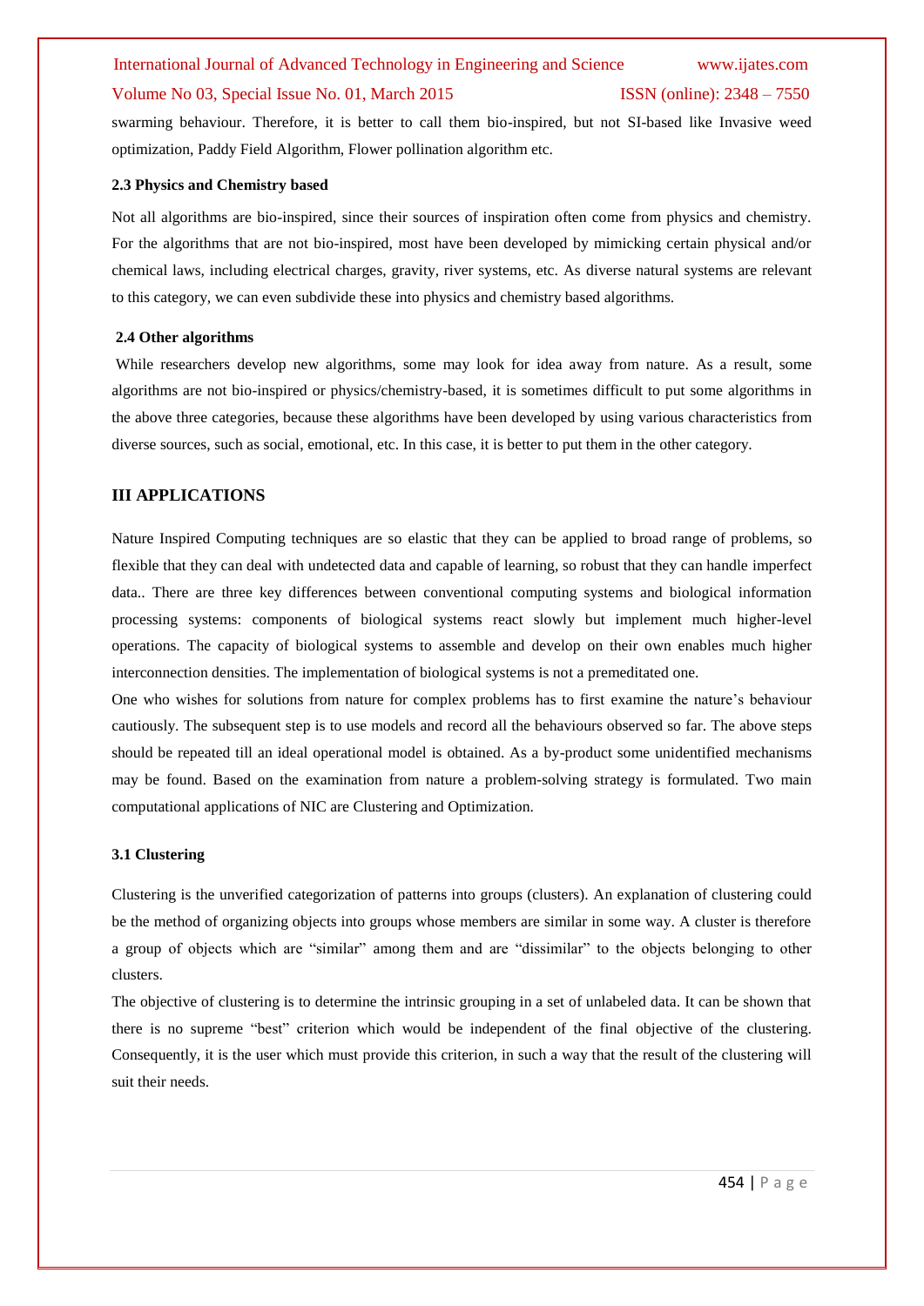swarming behaviour. Therefore, it is better to call them bio-inspired, but not SI-based like Invasive weed optimization, Paddy Field Algorithm, Flower pollination algorithm etc.

### 2.3 Physics and Chemistry based

Not all algorithms are bio-inspired, since their sources of inspiration often come from physics and chemistry. For the algorithms that are not bio-inspired, most have been developed by mimicking certain physical and/or chemical laws, including electrical charges, gravity, river systems, etc. As diverse natural systems are relevant to this category, we can even subdivide these into physics and chemistry based algorithms.

### 2.4 Other algorithms

While researchers develop new algorithms, some may look for idea away from nature. As a result, some algorithms are not bio-inspired or physics/chemistry-based, it is sometimes difficult to put some algorithms in the above three categories, because these algorithms have been developed by using various characteristics from diverse sources, such as social, emotional, etc. In this case, it is better to put them in the other category.

## III APPLICATIONS

Nature Inspired Computing techniques are so elastic that they can be applied to broad range of problems, so flexible that they can deal with undetected data and capable of learning, so robust that they can handle imperfect data.. There are three key differences between conventional computing systems and biological information processing systems: components of biological systems react slowly but implement much higher-level operations. The capacity of biological systems to assemble and develop on their own enables much higher interconnection densities. The implementation of biological systems is not a premeditated one.

One who wishes for solutions from nature for complex problems has to first examine the nature's behaviour cautiously. The subsequent step is to use models and record all the behaviours observed so far. The above steps should be repeated till an ideal operational model is obtained. As a by-product some unidentified mechanisms may be found. Based on the examination from nature a problem-solving strategy is formulated. Two main computational applications of NIC are Clustering and Optimization.

### 3.1 Clustering

Clustering is the unverified categorization of patterns into groups (clusters). An explanation of clustering could be the method of organizing objects into groups whose members are similar in some way. A cluster is therefore a group of objects which are "similar" among them and are "dissimilar" to the objects belonging to other clusters.

The objective of clustering is to determine the intrinsic grouping in a set of unlabeled data. It can be shown that there is no supreme "best" criterion which would be independent of the final objective of the clustering. Consequently, it is the user which must provide this criterion, in such a way that the result of the clustering will suit their needs.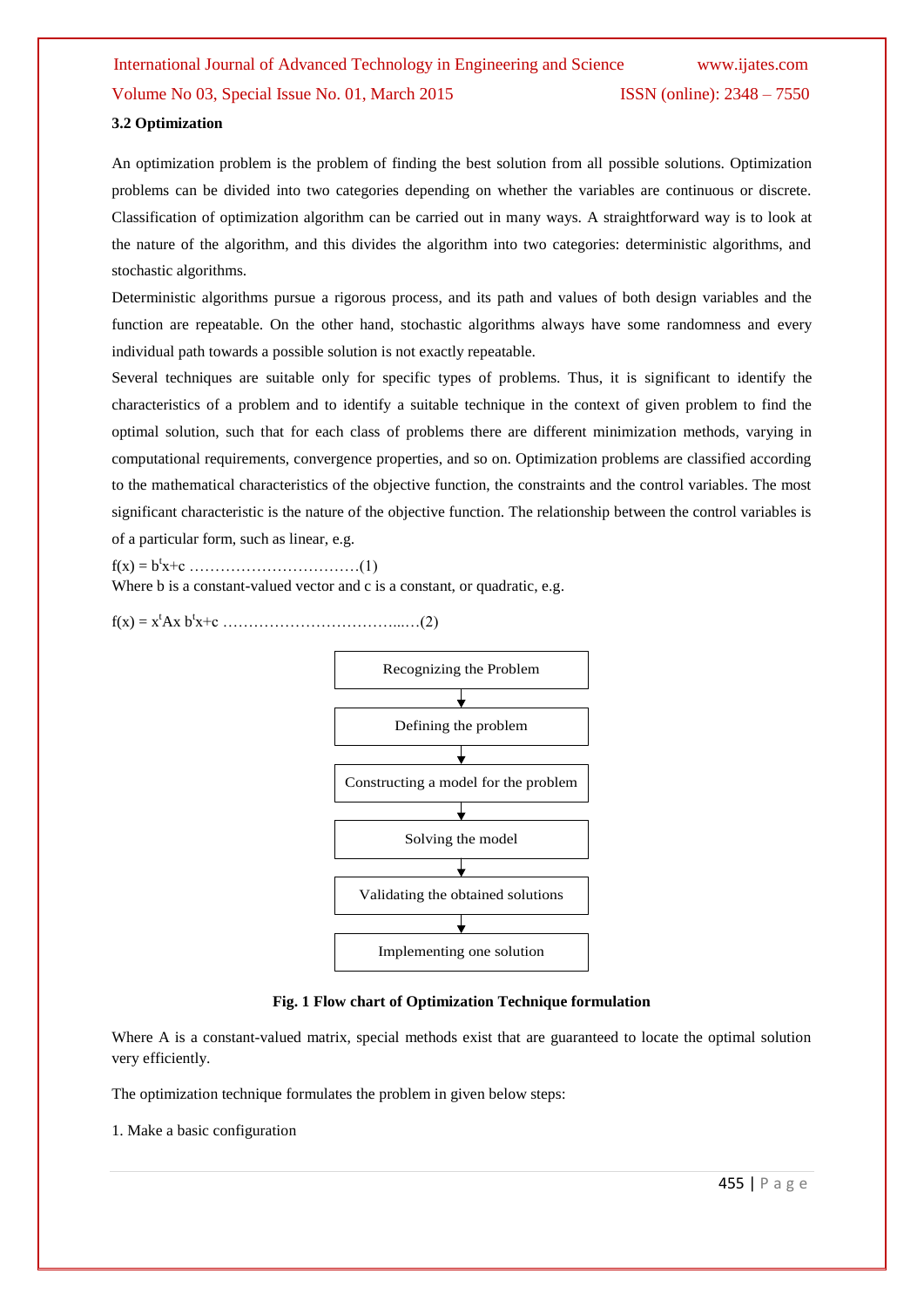### 3.2 Optimization

An optimization problem is the problem of finding the best solution from all possible solutions. Optimization problems can be divided into two categories depending on whether the variables are continuous or discrete. Classification of optimization algorithm can be carried out in many ways. A straightforward way is to look at the nature of the algorithm, and this divides the algorithm into two categories: deterministic algorithms, and stochastic algorithms.

Deterministic algorithms pursue a rigorous process, and its path and values of both design variables and the function are repeatable. On the other hand, stochastic algorithms always have some randomness and every individual path towards a possible solution is not exactly repeatable.

Several techniques are suitable only for specific types of problems. Thus, it is significant to identify the characteristics of a problem and to identify a suitable technique in the context of given problem to find the optimal solution, such that for each class of problems there are different minimization methods, varying in computational requirements, convergence properties, and so on. Optimization problems are classified according to the mathematical characteristics of the objective function, the constraints and the control variables. The most significant characteristic is the nature of the objective function. The relationship between the control variables is of a particular form, such as linear, e.g.

$f(x) = b^t x + c$ ……………………………(1)

Where b is a constant-valued vector and c is a constant, or quadratic, e.g.

$f(x) = x^t Ax\ b^t x + c$ ……………………………...…(2)

Recognizing the Problem
↓
Defining the problem
↓
Constructing a model for the problem
↓
Solving the model
↓
Validating the obtained solutions
↓
Implementing one solution

**Fig. 1 Flow chart of Optimization Technique formulation**

Where A is a constant-valued matrix, special methods exist that are guaranteed to locate the optimal solution very efficiently.

The optimization technique formulates the problem in given below steps:

1. Make a basic configuration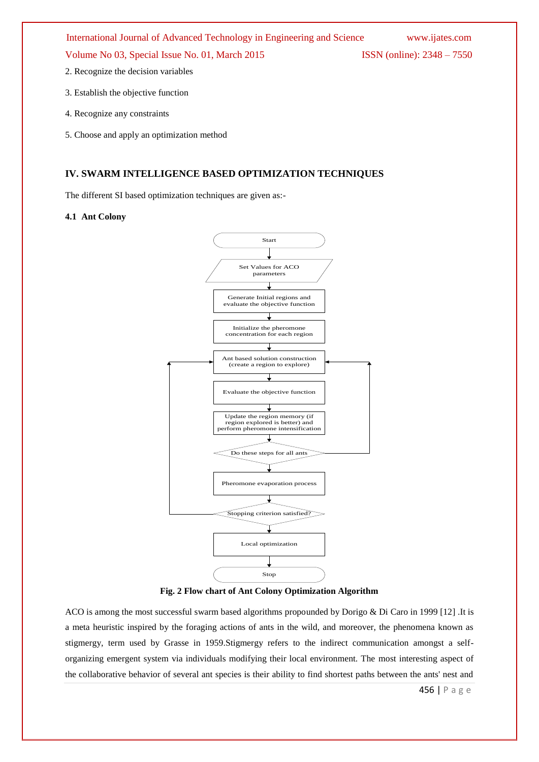2. Recognize the decision variables

3. Establish the objective function

4. Recognize any constraints

5. Choose and apply an optimization method

## IV. SWARM INTELLIGENCE BASED OPTIMIZATION TECHNIQUES

The different SI based optimization techniques are given as:-

### 4.1 Ant Colony

Start

Set Values for ACO parameters

Generate Initial regions and evaluate the objective function

Initialize the pheromone concentration for each region

Ant based solution construction (create a region to explore)

Evaluate the objective function

Update the region memory (if region explored is better) and perform pheromone intensification

Do these steps for all ants

Pheromone evaporation process

Stopping criterion satisfied?

Local optimization

Stop

**Fig. 2 Flow chart of Ant Colony Optimization Algorithm**

ACO is among the most successful swarm based algorithms propounded by Dorigo & Di Caro in 1999 [12] .It is a meta heuristic inspired by the foraging actions of ants in the wild, and moreover, the phenomena known as stigmergy, term used by Grasse in 1959.Stigmergy refers to the indirect communication amongst a self-organizing emergent system via individuals modifying their local environment. The most interesting aspect of the collaborative behavior of several ant species is their ability to find shortest paths between the ants' nest and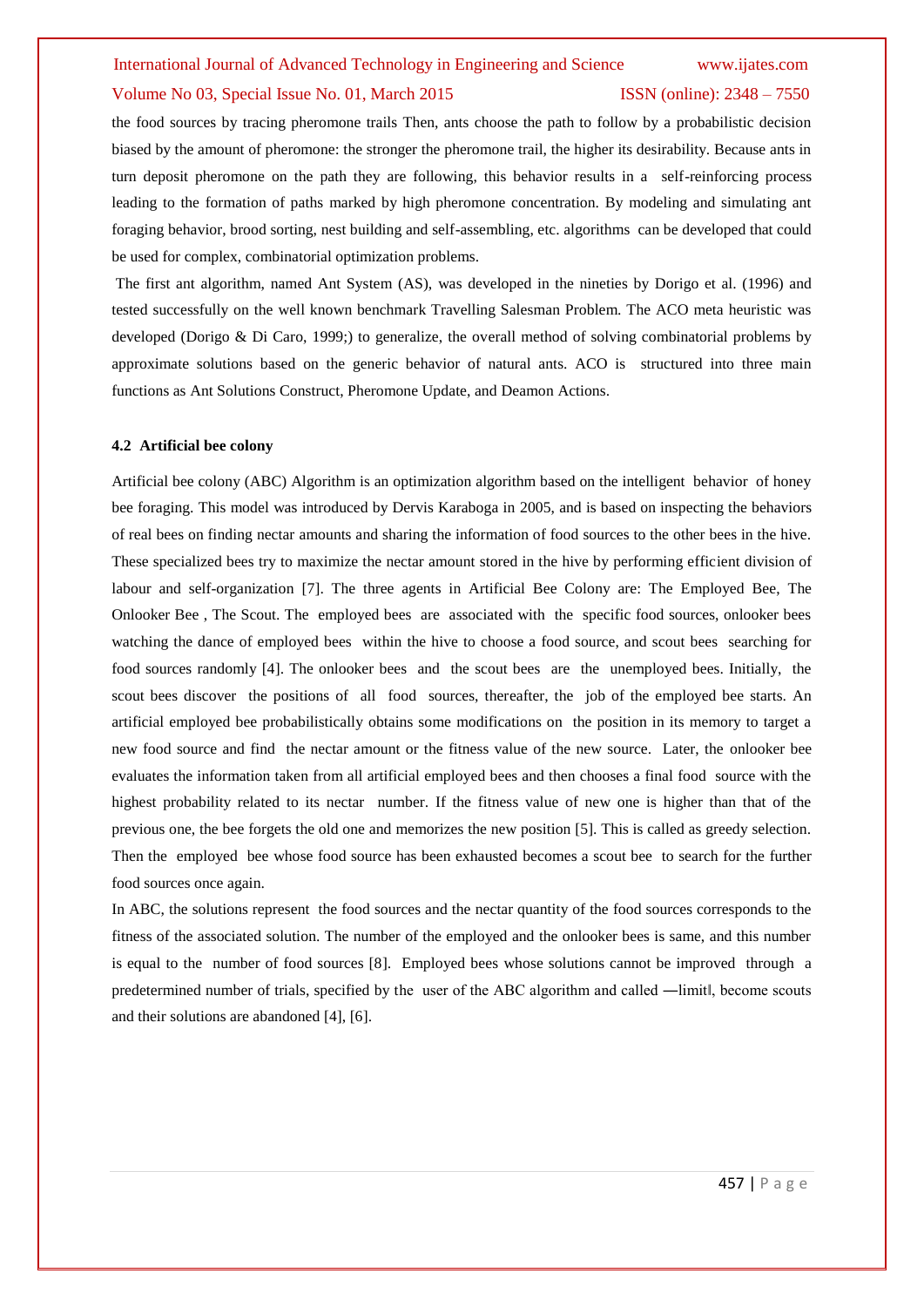the food sources by tracing pheromone trails Then, ants choose the path to follow by a probabilistic decision biased by the amount of pheromone: the stronger the pheromone trail, the higher its desirability. Because ants in turn deposit pheromone on the path they are following, this behavior results in a self-reinforcing process leading to the formation of paths marked by high pheromone concentration. By modeling and simulating ant foraging behavior, brood sorting, nest building and self-assembling, etc. algorithms can be developed that could be used for complex, combinatorial optimization problems.

The first ant algorithm, named Ant System (AS), was developed in the nineties by Dorigo et al. (1996) and tested successfully on the well known benchmark Travelling Salesman Problem. The ACO meta heuristic was developed (Dorigo & Di Caro, 1999;) to generalize, the overall method of solving combinatorial problems by approximate solutions based on the generic behavior of natural ants. ACO is structured into three main functions as Ant Solutions Construct, Pheromone Update, and Deamon Actions.

### 4.2 Artificial bee colony

Artificial bee colony (ABC) Algorithm is an optimization algorithm based on the intelligent behavior of honey bee foraging. This model was introduced by Dervis Karaboga in 2005, and is based on inspecting the behaviors of real bees on finding nectar amounts and sharing the information of food sources to the other bees in the hive. These specialized bees try to maximize the nectar amount stored in the hive by performing efficient division of labour and self-organization [7]. The three agents in Artificial Bee Colony are: The Employed Bee, The Onlooker Bee , The Scout. The employed bees are associated with the specific food sources, onlooker bees watching the dance of employed bees within the hive to choose a food source, and scout bees searching for food sources randomly [4]. The onlooker bees and the scout bees are the unemployed bees. Initially, the scout bees discover the positions of all food sources, thereafter, the job of the employed bee starts. An artificial employed bee probabilistically obtains some modifications on the position in its memory to target a new food source and find the nectar amount or the fitness value of the new source. Later, the onlooker bee evaluates the information taken from all artificial employed bees and then chooses a final food source with the highest probability related to its nectar number. If the fitness value of new one is higher than that of the previous one, the bee forgets the old one and memorizes the new position [5]. This is called as greedy selection. Then the employed bee whose food source has been exhausted becomes a scout bee to search for the further food sources once again.

In ABC, the solutions represent the food sources and the nectar quantity of the food sources corresponds to the fitness of the associated solution. The number of the employed and the onlooker bees is same, and this number is equal to the number of food sources [8]. Employed bees whose solutions cannot be improved through a predetermined number of trials, specified by the user of the ABC algorithm and called ―limit‖, become scouts and their solutions are abandoned [4], [6].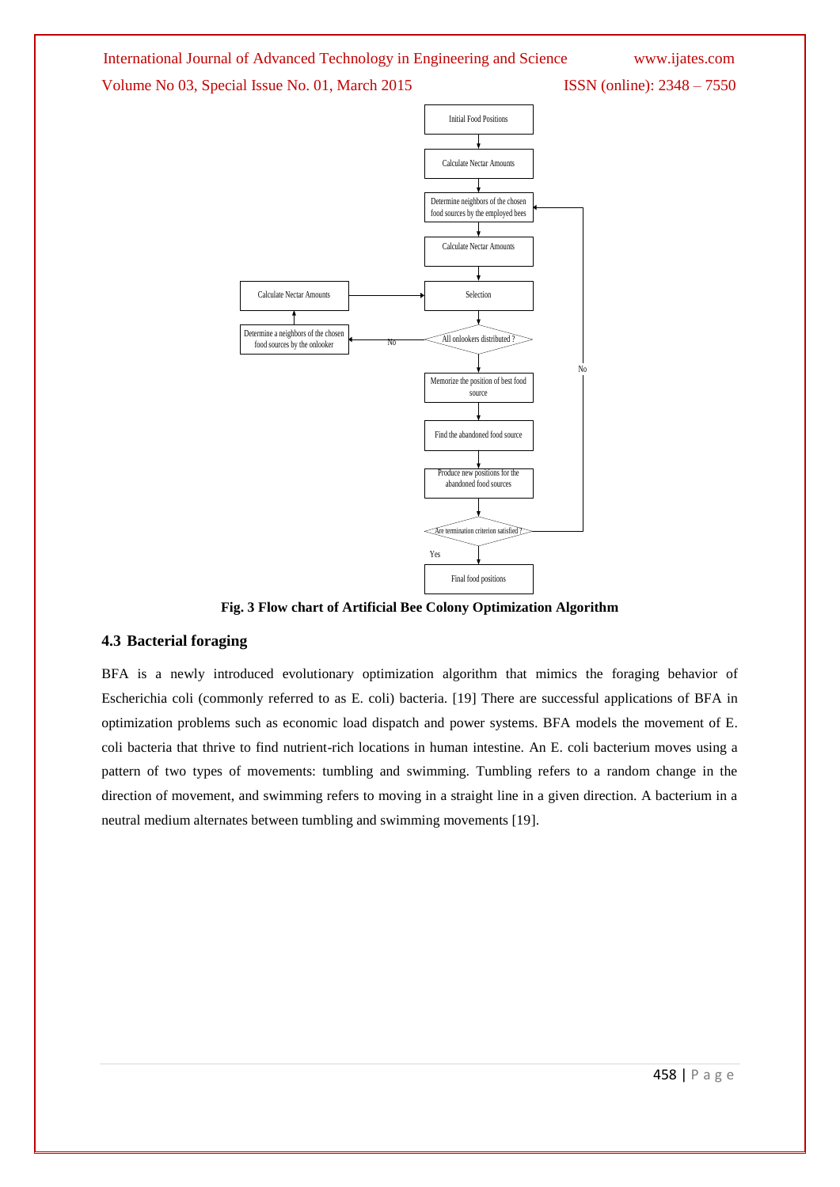Initial Food Positions

Calculate Nectar Amounts

Determine neighbors of the chosen food sources by the employed bees

Calculate Nectar Amounts

Selection

Calculate Nectar Amounts

Determine a neighbors of the chosen food sources by the onlooker

All onlookers distributed ?

No

Memorize the position of best food source

Find the abandoned food source

Produce new positions for the abandoned food sources

Are termination criterion satisfied ?

No

Yes

Final food positions

**Fig. 3 Flow chart of Artificial Bee Colony Optimization Algorithm**

### 4.3 Bacterial foraging

BFA is a newly introduced evolutionary optimization algorithm that mimics the foraging behavior of Escherichia coli (commonly referred to as E. coli) bacteria. [19] There are successful applications of BFA in optimization problems such as economic load dispatch and power systems. BFA models the movement of E. coli bacteria that thrive to find nutrient-rich locations in human intestine. An E. coli bacterium moves using a pattern of two types of movements: tumbling and swimming. Tumbling refers to a random change in the direction of movement, and swimming refers to moving in a straight line in a given direction. A bacterium in a neutral medium alternates between tumbling and swimming movements [19].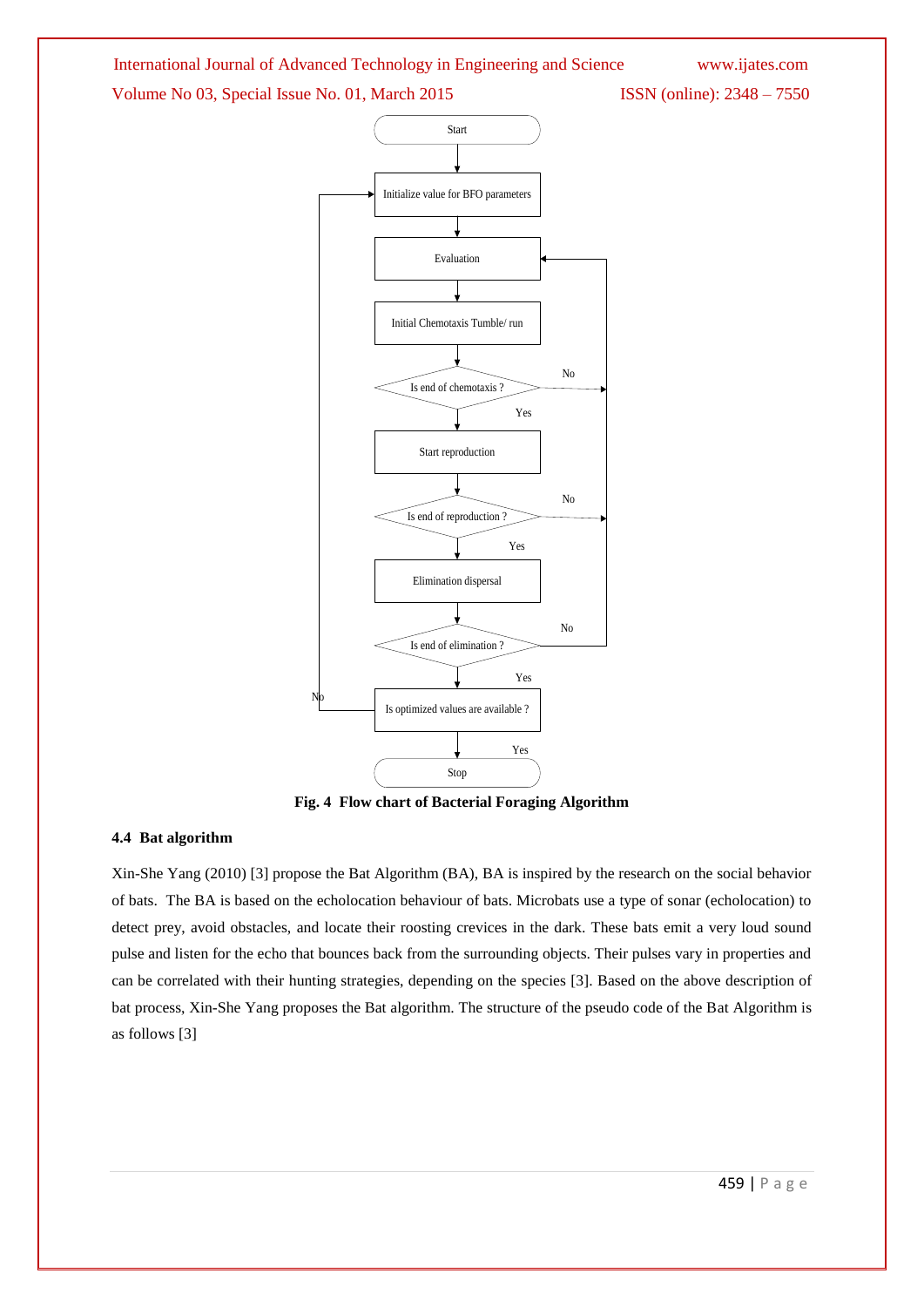Fig. 4 Flow chart of Bacterial Foraging Algorithm

### 4.4 Bat algorithm

Xin-She Yang (2010) [3] propose the Bat Algorithm (BA), BA is inspired by the research on the social behavior of bats. The BA is based on the echolocation behaviour of bats. Microbats use a type of sonar (echolocation) to detect prey, avoid obstacles, and locate their roosting crevices in the dark. These bats emit a very loud sound pulse and listen for the echo that bounces back from the surrounding objects. Their pulses vary in properties and can be correlated with their hunting strategies, depending on the species [3]. Based on the above description of bat process, Xin-She Yang proposes the Bat algorithm. The structure of the pseudo code of the Bat Algorithm is as follows [3]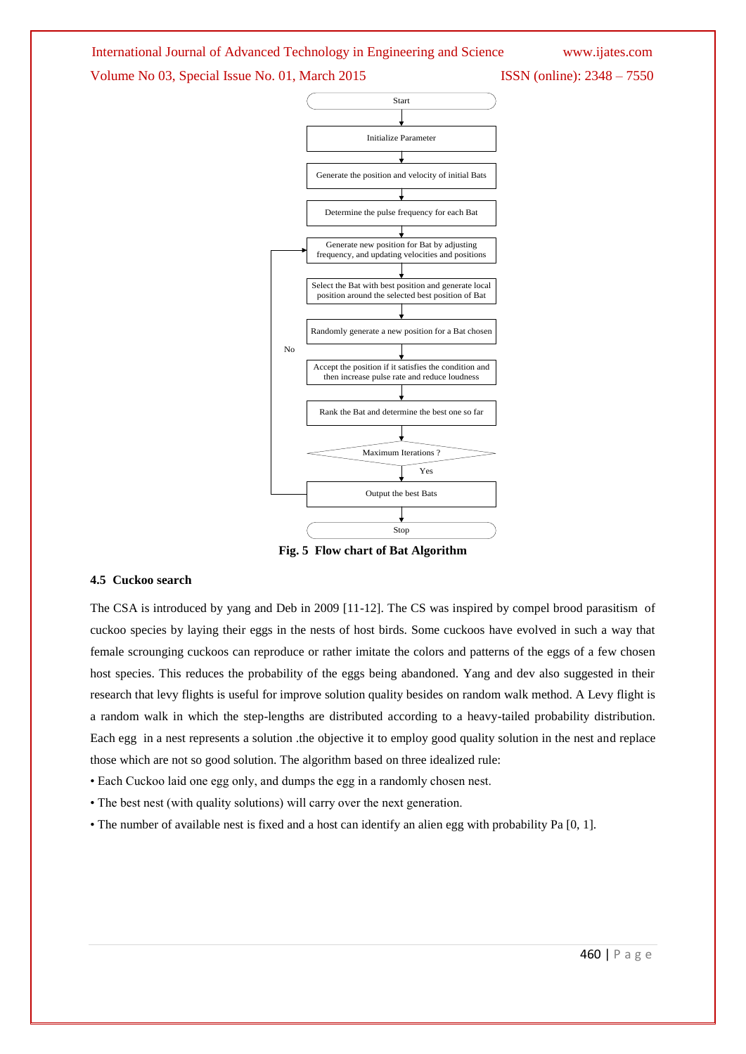Start

Initialize Parameter

Generate the position and velocity of initial Bats

Determine the pulse frequency for each Bat

Generate new position for Bat by adjusting frequency, and updating velocities and positions

Select the Bat with best position and generate local position around the selected best position of Bat

Randomly generate a new position for a Bat chosen

Accept the position if it satisfies the condition and then increase pulse rate and reduce loudness

Rank the Bat and determine the best one so far

Maximum Iterations ?

No

Yes

Output the best Bats

Stop

**Fig. 5 Flow chart of Bat Algorithm**

### 4.5 Cuckoo search

The CSA is introduced by yang and Deb in 2009 [11-12]. The CS was inspired by compel brood parasitism of cuckoo species by laying their eggs in the nests of host birds. Some cuckoos have evolved in such a way that female scrounging cuckoos can reproduce or rather imitate the colors and patterns of the eggs of a few chosen host species. This reduces the probability of the eggs being abandoned. Yang and dev also suggested in their research that levy flights is useful for improve solution quality besides on random walk method. A Levy flight is a random walk in which the step-lengths are distributed according to a heavy-tailed probability distribution. Each egg in a nest represents a solution .the objective it to employ good quality solution in the nest and replace those which are not so good solution. The algorithm based on three idealized rule:

- Each Cuckoo laid one egg only, and dumps the egg in a randomly chosen nest.
- The best nest (with quality solutions) will carry over the next generation.
- The number of available nest is fixed and a host can identify an alien egg with probability Pa [0, 1].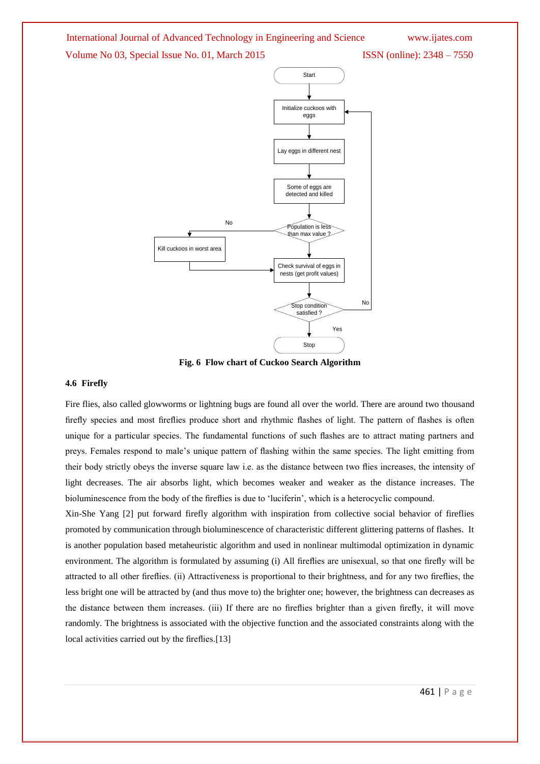Fig. 6 Flow chart of Cuckoo Search Algorithm

### 4.6 Firefly

Fire flies, also called glowworms or lightning bugs are found all over the world. There are around two thousand firefly species and most fireflies produce short and rhythmic flashes of light. The pattern of flashes is often unique for a particular species. The fundamental functions of such flashes are to attract mating partners and preys. Females respond to male's unique pattern of flashing within the same species. The light emitting from their body strictly obeys the inverse square law i.e. as the distance between two flies increases, the intensity of light decreases. The air absorbs light, which becomes weaker and weaker as the distance increases. The bioluminescence from the body of the fireflies is due to 'luciferin', which is a heterocyclic compound.

Xin-She Yang [2] put forward firefly algorithm with inspiration from collective social behavior of fireflies promoted by communication through bioluminescence of characteristic different glittering patterns of flashes. It is another population based metaheuristic algorithm and used in nonlinear multimodal optimization in dynamic environment. The algorithm is formulated by assuming (i) All fireflies are unisexual, so that one firefly will be attracted to all other fireflies. (ii) Attractiveness is proportional to their brightness, and for any two fireflies, the less bright one will be attracted by (and thus move to) the brighter one; however, the brightness can decreases as the distance between them increases. (iii) If there are no fireflies brighter than a given firefly, it will move randomly. The brightness is associated with the objective function and the associated constraints along with the local activities carried out by the fireflies.[13]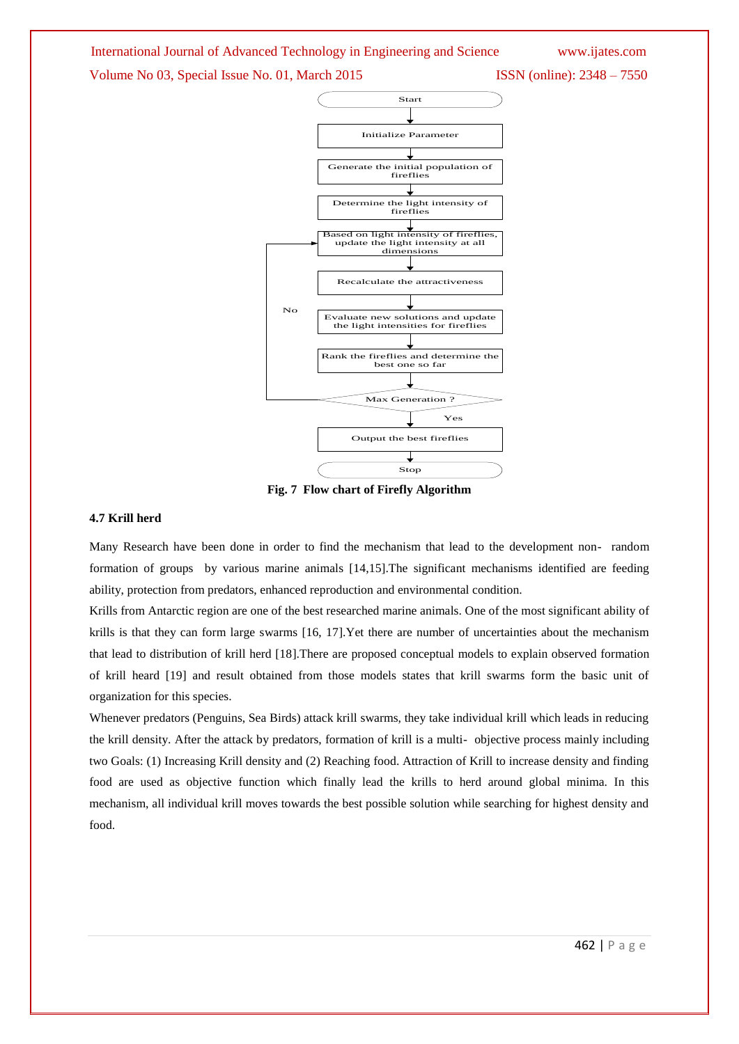Start

Initialize Parameter

Generate the initial population of fireflies

Determine the light intensity of fireflies

Based on light intensity of fireflies, update the light intensity at all dimensions

Recalculate the attractiveness

Evaluate new solutions and update the light intensities for fireflies

Rank the fireflies and determine the best one so far

Max Generation ?

No

Yes

Output the best fireflies

Stop

**Fig. 7 Flow chart of Firefly Algorithm**

### 4.7 Krill herd

Many Research have been done in order to find the mechanism that lead to the development non- random formation of groups by various marine animals [14,15].The significant mechanisms identified are feeding ability, protection from predators, enhanced reproduction and environmental condition.

Krills from Antarctic region are one of the best researched marine animals. One of the most significant ability of krills is that they can form large swarms [16, 17].Yet there are number of uncertainties about the mechanism that lead to distribution of krill herd [18].There are proposed conceptual models to explain observed formation of krill heard [19] and result obtained from those models states that krill swarms form the basic unit of organization for this species.

Whenever predators (Penguins, Sea Birds) attack krill swarms, they take individual krill which leads in reducing the krill density. After the attack by predators, formation of krill is a multi- objective process mainly including two Goals: (1) Increasing Krill density and (2) Reaching food. Attraction of Krill to increase density and finding food are used as objective function which finally lead the krills to herd around global minima. In this mechanism, all individual krill moves towards the best possible solution while searching for highest density and food.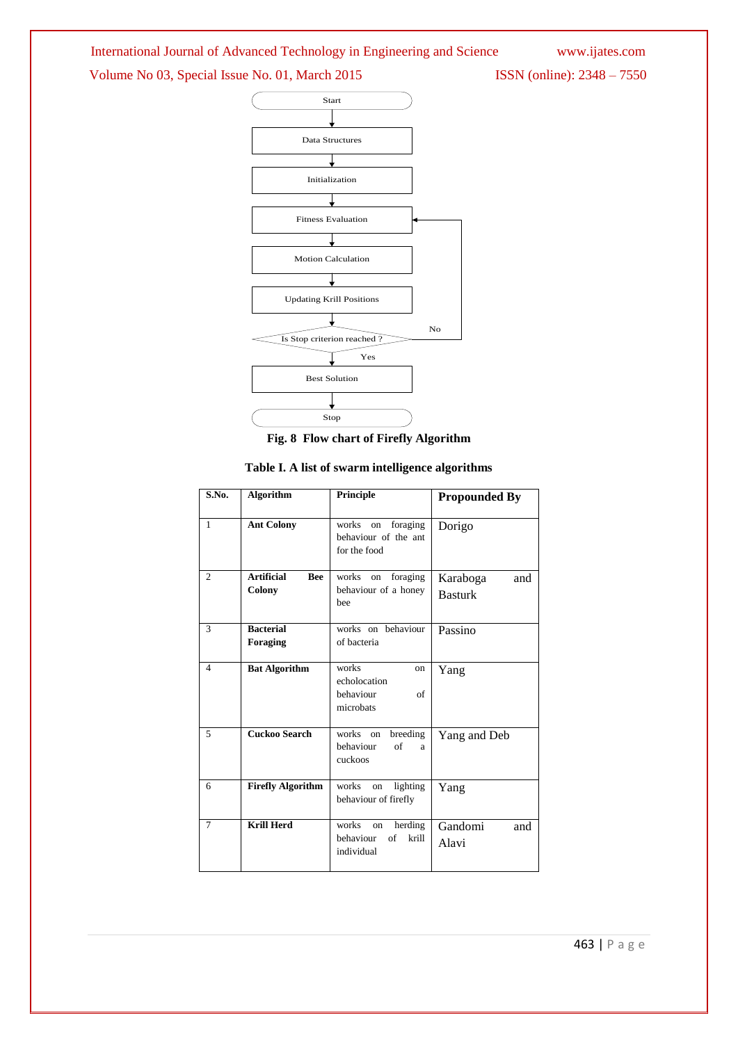Start

Data Structures

Initialization

Fitness Evaluation

Motion Calculation

Updating Krill Positions

Is Stop criterion reached ?

No

Yes

Best Solution

Stop

**Fig. 8 Flow chart of Firefly Algorithm**

**Table I. A list of swarm intelligence algorithms**

| S.No. | Algorithm | Principle | Propounded By |
|---|---|---|---|
| 1 | **Ant Colony** | works on foraging behaviour of the ant for the food | Dorigo |
| 2 | **Artificial Bee Colony** | works on foraging behaviour of a honey bee | Karaboga and Basturk |
| 3 | **Bacterial Foraging** | works on behaviour of bacteria | Passino |
| 4 | **Bat Algorithm** | works on echolocation behaviour of microbats | Yang |
| 5 | **Cuckoo Search** | works on breeding behaviour of a cuckoos | Yang and Deb |
| 6 | **Firefly Algorithm** | works on lighting behaviour of firefly | Yang |
| 7 | **Krill Herd** | works on herding behaviour of krill individual | Gandomi and Alavi |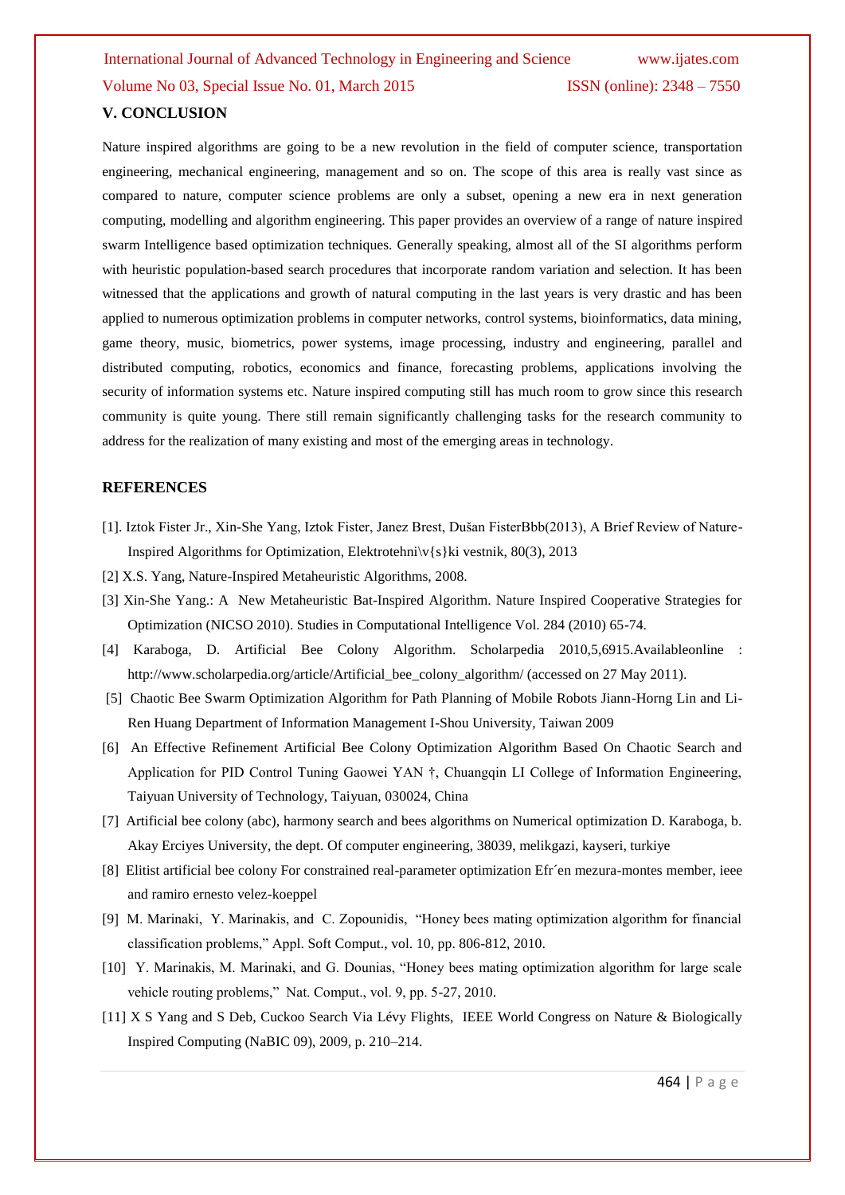## V. CONCLUSION

Nature inspired algorithms are going to be a new revolution in the field of computer science, transportation engineering, mechanical engineering, management and so on. The scope of this area is really vast since as compared to nature, computer science problems are only a subset, opening a new era in next generation computing, modelling and algorithm engineering. This paper provides an overview of a range of nature inspired swarm Intelligence based optimization techniques. Generally speaking, almost all of the SI algorithms perform with heuristic population-based search procedures that incorporate random variation and selection. It has been witnessed that the applications and growth of natural computing in the last years is very drastic and has been applied to numerous optimization problems in computer networks, control systems, bioinformatics, data mining, game theory, music, biometrics, power systems, image processing, industry and engineering, parallel and distributed computing, robotics, economics and finance, forecasting problems, applications involving the security of information systems etc. Nature inspired computing still has much room to grow since this research community is quite young. There still remain significantly challenging tasks for the research community to address for the realization of many existing and most of the emerging areas in technology.

## REFERENCES

[1]. Iztok Fister Jr., Xin-She Yang, Iztok Fister, Janez Brest, Dušan FisterBbb(2013), A Brief Review of Nature-Inspired Algorithms for Optimization, Elektrotehni\v{s}ki vestnik, 80(3), 2013

[2] X.S. Yang, Nature-Inspired Metaheuristic Algorithms, 2008.

[3] Xin-She Yang.: A New Metaheuristic Bat-Inspired Algorithm. Nature Inspired Cooperative Strategies for Optimization (NICSO 2010). Studies in Computational Intelligence Vol. 284 (2010) 65-74.

[4] Karaboga, D. Artificial Bee Colony Algorithm. Scholarpedia 2010,5,6915.Availableonline : http://www.scholarpedia.org/article/Artificial_bee_colony_algorithm/ (accessed on 27 May 2011).

[5] Chaotic Bee Swarm Optimization Algorithm for Path Planning of Mobile Robots Jiann-Horng Lin and Li-Ren Huang Department of Information Management I-Shou University, Taiwan 2009

[6] An Effective Refinement Artificial Bee Colony Optimization Algorithm Based On Chaotic Search and Application for PID Control Tuning Gaowei YAN †, Chuangqin LI College of Information Engineering, Taiyuan University of Technology, Taiyuan, 030024, China

[7] Artificial bee colony (abc), harmony search and bees algorithms on Numerical optimization D. Karaboga, b. Akay Erciyes University, the dept. Of computer engineering, 38039, melikgazi, kayseri, turkiye

[8] Elitist artificial bee colony For constrained real-parameter optimization Efr´en mezura-montes member, ieee and ramiro ernesto velez-koeppel

[9] M. Marinaki, Y. Marinakis, and C. Zopounidis, "Honey bees mating optimization algorithm for financial classification problems," Appl. Soft Comput., vol. 10, pp. 806-812, 2010.

[10] Y. Marinakis, M. Marinaki, and G. Dounias, "Honey bees mating optimization algorithm for large scale vehicle routing problems," Nat. Comput., vol. 9, pp. 5-27, 2010.

[11] X S Yang and S Deb, Cuckoo Search Via Lévy Flights, IEEE World Congress on Nature & Biologically Inspired Computing (NaBIC 09), 2009, p. 210–214.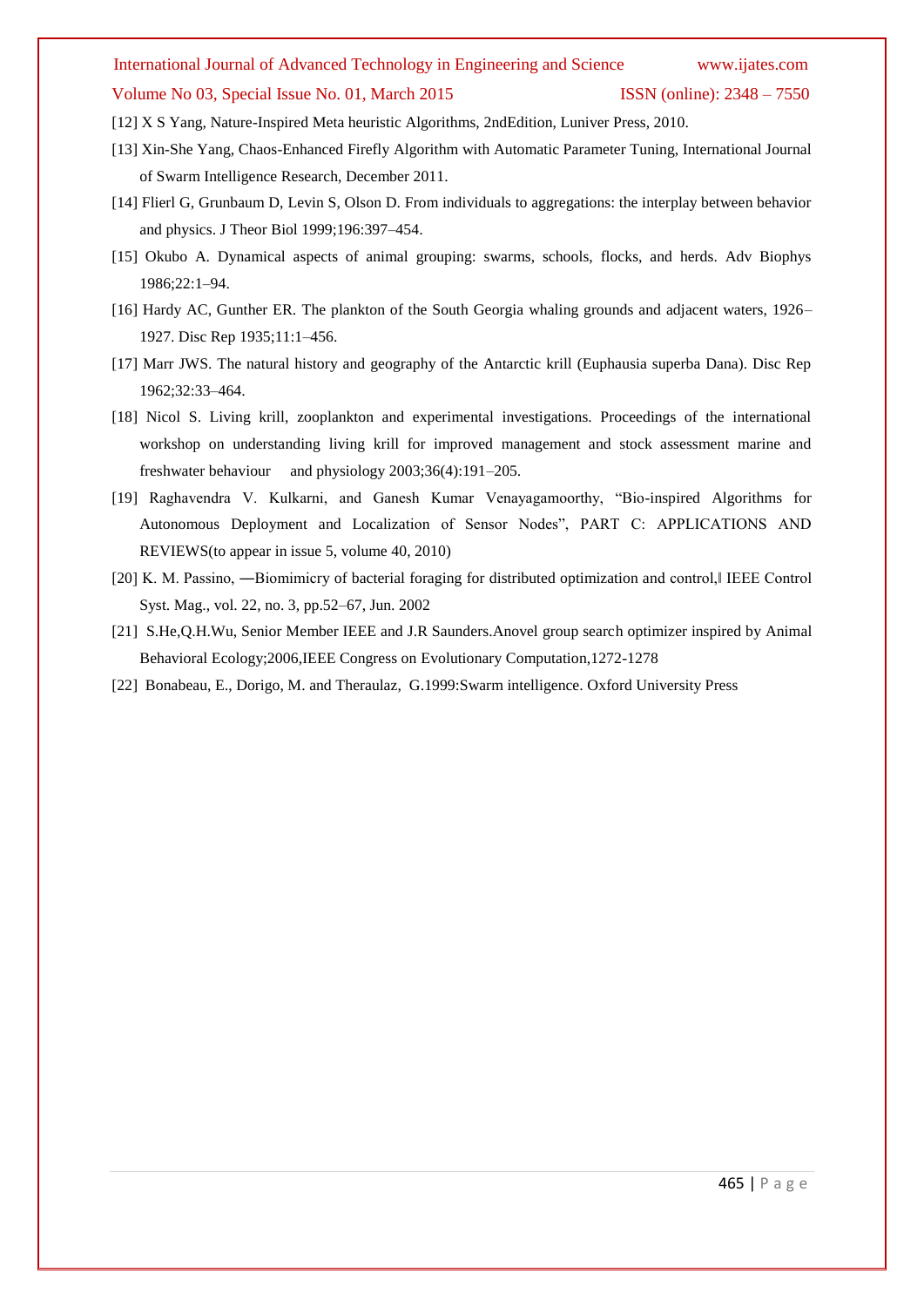[12] X S Yang, Nature-Inspired Meta heuristic Algorithms, 2ndEdition, Luniver Press, 2010.

[13] Xin-She Yang, Chaos-Enhanced Firefly Algorithm with Automatic Parameter Tuning, International Journal of Swarm Intelligence Research, December 2011.

[14] Flierl G, Grunbaum D, Levin S, Olson D. From individuals to aggregations: the interplay between behavior and physics. J Theor Biol 1999;196:397–454.

[15] Okubo A. Dynamical aspects of animal grouping: swarms, schools, flocks, and herds. Adv Biophys 1986;22:1–94.

[16] Hardy AC, Gunther ER. The plankton of the South Georgia whaling grounds and adjacent waters, 1926–1927. Disc Rep 1935;11:1–456.

[17] Marr JWS. The natural history and geography of the Antarctic krill (Euphausia superba Dana). Disc Rep 1962;32:33–464.

[18] Nicol S. Living krill, zooplankton and experimental investigations. Proceedings of the international workshop on understanding living krill for improved management and stock assessment marine and freshwater behaviour and physiology 2003;36(4):191–205.

[19] Raghavendra V. Kulkarni, and Ganesh Kumar Venayagamoorthy, "Bio-inspired Algorithms for Autonomous Deployment and Localization of Sensor Nodes", PART C: APPLICATIONS AND REVIEWS(to appear in issue 5, volume 40, 2010)

[20] K. M. Passino, ―Biomimicry of bacterial foraging for distributed optimization and control,‖ IEEE Control Syst. Mag., vol. 22, no. 3, pp.52–67, Jun. 2002

[21] S.He,Q.H.Wu, Senior Member IEEE and J.R Saunders.Anovel group search optimizer inspired by Animal Behavioral Ecology;2006,IEEE Congress on Evolutionary Computation,1272-1278

[22] Bonabeau, E., Dorigo, M. and Theraulaz, G.1999:Swarm intelligence. Oxford University Press